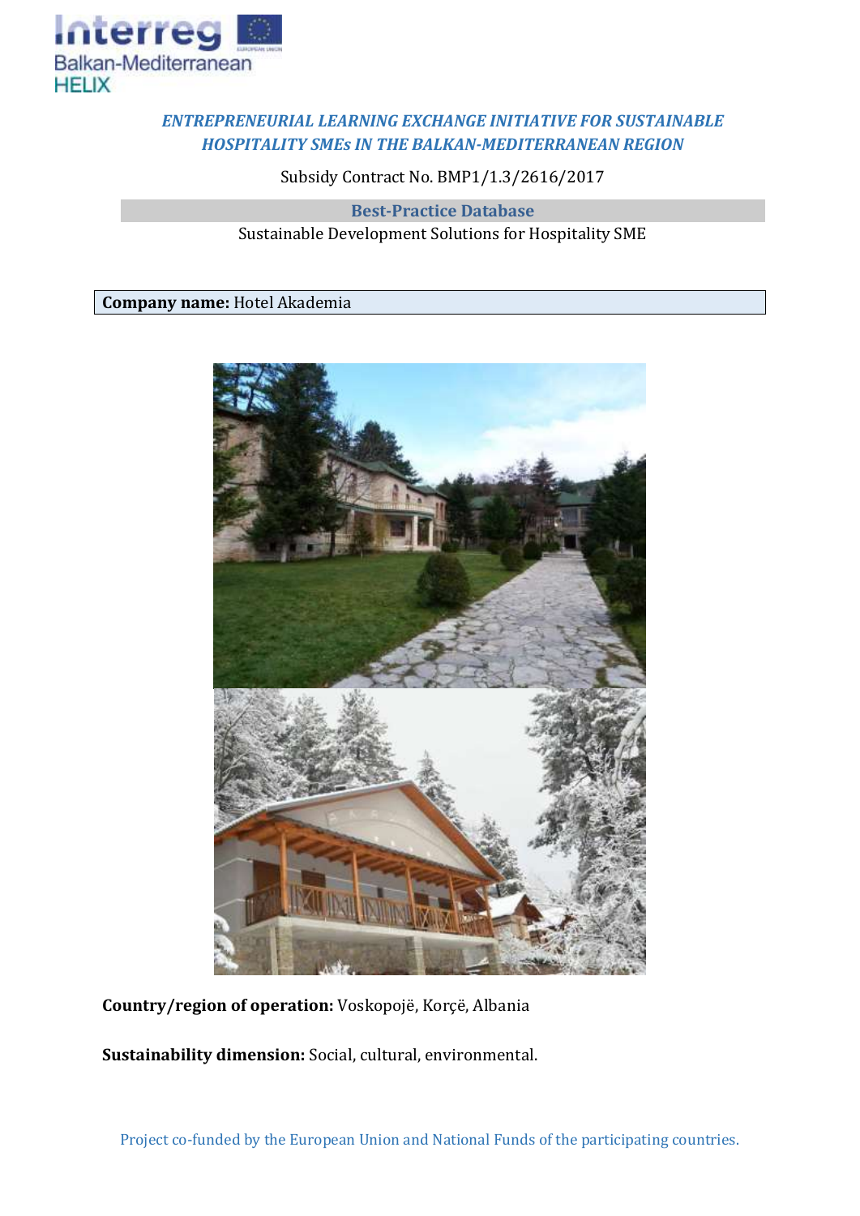*ENTREPRENEURIAL LEARNING EXCHANGE INITIATIVE FOR SUSTAINABLE HOSPITALITY SMEs IN THE BALKAN-MEDITERRANEAN REGION*

Subsidy Contract No. BMP1/1.3/2616/2017

## Best-Practice Database

Sustainable Development Solutions for Hospitality SME

**Company name:** Hotel Akademia

**Country/region of operation:** Voskopojë, Korçë, Albania

**Sustainability dimension:** Social, cultural, environmental.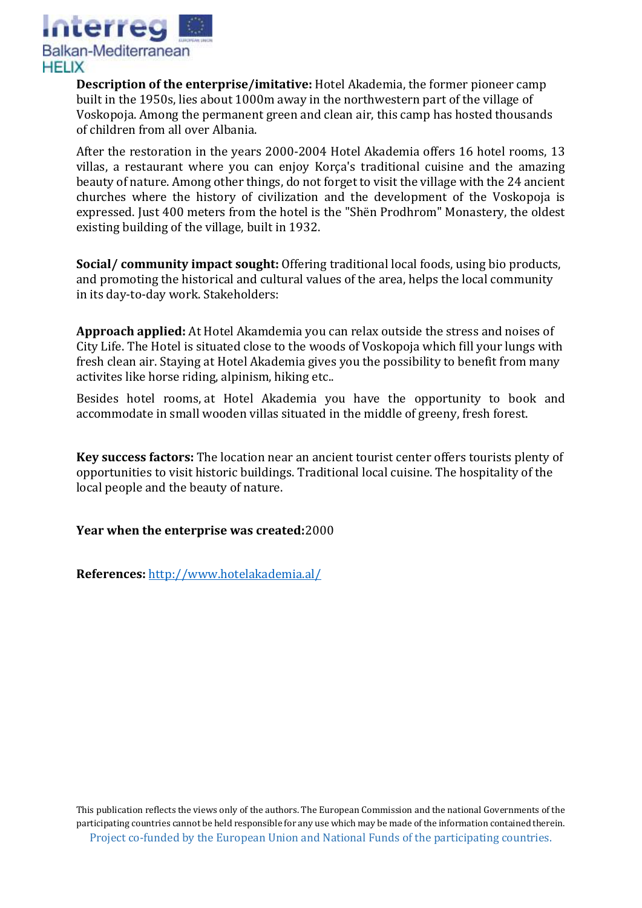**Description of the enterprise/imitative:** Hotel Akademia, the former pioneer camp built in the 1950s, lies about 1000m away in the northwestern part of the village of Voskopoja. Among the permanent green and clean air, this camp has hosted thousands of children from all over Albania.

After the restoration in the years 2000-2004 Hotel Akademia offers 16 hotel rooms, 13 villas, a restaurant where you can enjoy Korça's traditional cuisine and the amazing beauty of nature. Among other things, do not forget to visit the village with the 24 ancient churches where the history of civilization and the development of the Voskopoja is expressed. Just 400 meters from the hotel is the "Shën Prodhrom" Monastery, the oldest existing building of the village, built in 1932.

**Social/ community impact sought:** Offering traditional local foods, using bio products, and promoting the historical and cultural values of the area, helps the local community in its day-to-day work. Stakeholders:

**Approach applied:** At Hotel Akamdemia you can relax outside the stress and noises of City Life. The Hotel is situated close to the woods of Voskopoja which fill your lungs with fresh clean air. Staying at Hotel Akademia gives you the possibility to benefit from many activites like horse riding, alpinism, hiking etc..

Besides hotel rooms, at Hotel Akademia you have the opportunity to book and accommodate in small wooden villas situated in the middle of greeny, fresh forest.

**Key success factors:** The location near an ancient tourist center offers tourists plenty of opportunities to visit historic buildings. Traditional local cuisine. The hospitality of the local people and the beauty of nature.

**Year when the enterprise was created:** 2000

**References:** http://www.hotelakademia.al/

This publication reflects the views only of the authors. The European Commission and the national Governments of the participating countries cannot be held responsible for any use which may be made of the information contained therein.
Project co-funded by the European Union and National Funds of the participating countries.